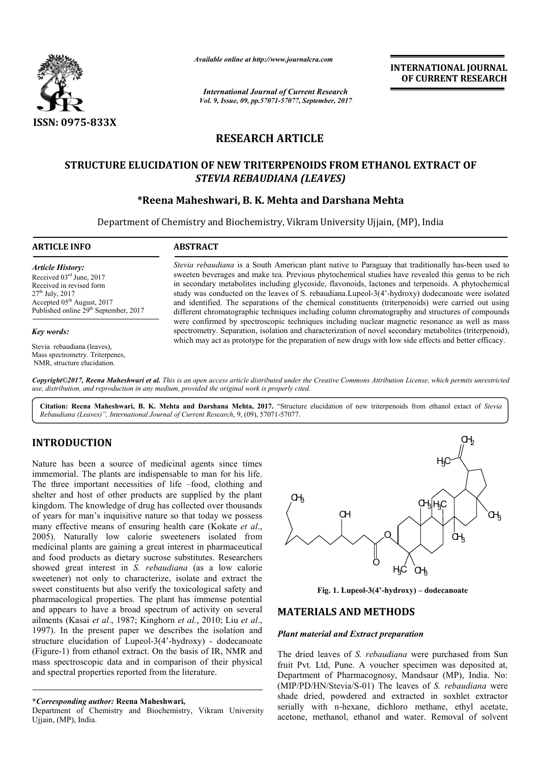*Available online at http://www.journalcra.com*

*International Journal of Current Research*
*Vol. 9, Issue, 09, pp.57071-57077, September, 2017*

**INTERNATIONAL JOURNAL OF CURRENT RESEARCH**

ISSN: 0975-833X

# RESEARCH ARTICLE

## STRUCTURE ELUCIDATION OF NEW TRITERPENOIDS FROM ETHANOL EXTRACT OF *STEVIA REBAUDIANA (LEAVES)*

**\*Reena Maheshwari, B. K. Mehta and Darshana Mehta**

Department of Chemistry and Biochemistry, Vikram University Ujjain, (MP), India

**ARTICLE INFO**

*Article History:*
Received 03[rd] June, 2017
Received in revised form
27[th] July, 2017
Accepted 05[th] August, 2017
Published online 29[th] September, 2017

*Key words:*
Stevia rebaudiana (leaves),
Mass spectrometry. Triterpenes,
NMR, structure elucidation.

**ABSTRACT**

*Stevia rebaudiana* is a South American plant native to Paraguay that traditionally has-been used to sweeten beverages and make tea. Previous phytochemical studies have revealed this genus to be rich in secondary metabolites including glycoside, flavonoids, lactones and terpenoids. A phytochemical study was conducted on the leaves of S. rebaudiana.Lupeol-3(4'-hydroxy) dodecanoate were isolated and identified. The separations of the chemical constituents (triterpenoids) were carried out using different chromatographic techniques including column chromatography and structures of compounds were confirmed by spectroscopic techniques including nuclear magnetic resonance as well as mass spectrometry. Separation, isolation and characterization of novel secondary metabolites (triterpenoid), which may act as prototype for the preparation of new drugs with low side effects and better efficacy.

*Copyright©2017, Reena Maheshwari et al. This is an open access article distributed under the Creative Commons Attribution License, which permits unrestricted use, distribution, and reproduction in any medium, provided the original work is properly cited.*

**Citation: Reena Maheshwari, B. K. Mehta and Darshana Mehta, 2017.** "Structure elucidation of new triterpenoids from ethanol extact of *Stevia Rebaudiana (Leaves)*", *International Journal of Current Research*, 9, (09), 57071-57077.

## INTRODUCTION

Nature has been a source of medicinal agents since times immemorial. The plants are indispensable to man for his life. The three important necessities of life –food, clothing and shelter and host of other products are supplied by the plant kingdom. The knowledge of drug has collected over thousands of years for man's inquisitive nature so that today we possess many effective means of ensuring health care (Kokate *et al*., 2005). Naturally low calorie sweeteners isolated from medicinal plants are gaining a great interest in pharmaceutical and food products as dietary sucrose substitutes. Researchers showed great interest in *S. rebaudiana* (as a low calorie sweetener) not only to characterize, isolate and extract the sweet constituents but also verify the toxicological safety and pharmacological properties. The plant has immense potential and appears to have a broad spectrum of activity on several ailments (Kasai *et al*., 1987; Kinghorn *et al.*, 2010; Liu *et al*., 1997). In the present paper we describes the isolation and structure elucidation of Lupeol-3(4'-hydroxy) - dodecanoate (Figure-1) from ethanol extract. On the basis of IR, NMR and mass spectroscopic data and in comparison of their physical and spectral properties reported from the literature.

**Fig. 1. Lupeol-3(4'-hydroxy) – dodecanoate**

## MATERIALS AND METHODS

### *Plant material and Extract preparation*

The dried leaves of *S. rebaudiana* were purchased from Sun fruit Pvt. Ltd, Pune. A voucher specimen was deposited at, Department of Pharmacognosy, Mandsaur (MP), India. No: (MIP/PD/HN/Stevia/S-01) The leaves of *S. rebaudiana* were shade dried, powdered and extracted in soxhlet extractor serially with n-hexane, dichloro methane, ethyl acetate, acetone, methanol, ethanol and water. Removal of solvent

**\*Corresponding author: Reena Maheshwari,**
Department of Chemistry and Biochemistry, Vikram University Ujjain, (MP), India.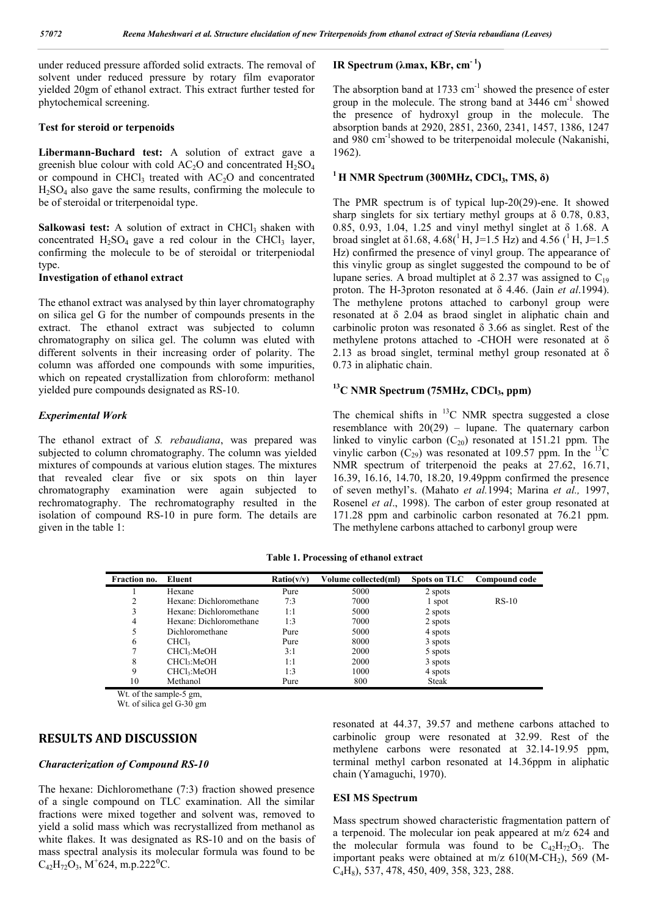under reduced pressure afforded solid extracts. The removal of solvent under reduced pressure by rotary film evaporator yielded 20gm of ethanol extract. This extract further tested for phytochemical screening.

### Test for steroid or terpenoids

**Libermann-Buchard test:** A solution of extract gave a greenish blue colour with cold $AC_2O$ and concentrated $H_2SO_4$ or compound in $CHCl_3$ treated with $AC_2O$ and concentrated $H_2SO_4$ also gave the same results, confirming the molecule to be of steroidal or triterpenoidal type.

**Salkowasi test:** A solution of extract in $CHCl_3$ shaken with concentrated $H_2SO_4$ gave a red colour in the $CHCl_3$ layer, confirming the molecule to be of steroidal or triterpeniodal type.

### Investigation of ethanol extract

The ethanol extract was analysed by thin layer chromatography on silica gel G for the number of compounds presents in the extract. The ethanol extract was subjected to column chromatography on silica gel. The column was eluted with different solvents in their increasing order of polarity. The column was afforded one compounds with some impurities, which on repeated crystallization from chloroform: methanol yielded pure compounds designated as RS-10.

### *Experimental Work*

The ethanol extract of *S. rebaudiana*, was prepared was subjected to column chromatography. The column was yielded mixtures of compounds at various elution stages. The mixtures that revealed clear five or six spots on thin layer chromatography examination were again subjected to rechromatography. The rechromatography resulted in the isolation of compound RS-10 in pure form. The details are given in the table 1:

**Table 1. Processing of ethanol extract**

| Fraction no. | Eluent | Ratio(v/v) | Volume collected(ml) | Spots on TLC | Compound code |
|---|---|---|---|---|---|
| 1 | Hexane | Pure | 5000 | 2 spots | |
| 2 | Hexane: Dichloromethane | 7:3 | 7000 | 1 spot | RS-10 |
| 3 | Hexane: Dichloromethane | 1:1 | 5000 | 2 spots | |
| 4 | Hexane: Dichloromethane | 1:3 | 7000 | 2 spots | |
| 5 | Dichloromethane | Pure | 5000 | 4 spots | |
| 6 | $CHCl_3$ | Pure | 8000 | 3 spots | |
| 7 | $CHCl_3$:MeOH | 3:1 | 2000 | 5 spots | |
| 8 | $CHCl_3$:MeOH | 1:1 | 2000 | 3 spots | |
| 9 | $CHCl_3$:MeOH | 1:3 | 1000 | 4 spots | |
| 10 | Methanol | Pure | 800 | Steak | |

Wt. of the sample-5 gm,
Wt. of silica gel G-30 gm

## RESULTS AND DISCUSSION

### *Characterization of Compound RS-10*

The hexane: Dichloromethane (7:3) fraction showed presence of a single compound on TLC examination. All the similar fractions were mixed together and solvent was, removed to yield a solid mass which was recrystallized from methanol as white flakes. It was designated as RS-10 and on the basis of mass spectral analysis its molecular formula was found to be $C_{42}H_{72}O_3$, $M^+$624, m.p.222$^0$C.

### IR Spectrum (λmax, KBr, $cm^{-1}$)

The absorption band at 1733 $cm^{-1}$ showed the presence of ester group in the molecule. The strong band at 3446 $cm^{-1}$ showed the presence of hydroxyl group in the molecule. The absorption bands at 2920, 2851, 2360, 2341, 1457, 1386, 1247 and 980 $cm^{-1}$showed to be triterpenoidal molecule (Nakanishi, 1962).

### $^1$H NMR Spectrum (300MHz, $CDCl_3$, TMS, δ)

The PMR spectrum is of typical lup-20(29)-ene. It showed sharp singlets for six tertiary methyl groups at δ 0.78, 0.83, 0.85, 0.93, 1.04, 1.25 and vinyl methyl singlet at δ 1.68. A broad singlet at δ1.68, 4.68($^1$H, J=1.5 Hz) and 4.56 ($^1$H, J=1.5 Hz) confirmed the presence of vinyl group. The appearance of this vinylic group as singlet suggested the compound to be of lupane series. A broad multiplet at δ 2.37 was assigned to $C_{19}$ proton. The H-3proton resonated at δ 4.46. (Jain *et al*.1994). The methylene protons attached to carbonyl group were resonated at δ 2.04 as braod singlet in aliphatic chain and carbinolic proton was resonated δ 3.66 as singlet. Rest of the methylene protons attached to -CHOH were resonated at δ 2.13 as broad singlet, terminal methyl group resonated at δ 0.73 in aliphatic chain.

### $^{13}$C NMR Spectrum (75MHz, $CDCl_3$, ppm)

The chemical shifts in $^{13}$C NMR spectra suggested a close resemblance with 20(29) – lupane. The quaternary carbon linked to vinylic carbon ($C_{20}$) resonated at 151.21 ppm. The vinylic carbon ($C_{29}$) was resonated at 109.57 ppm. In the $^{13}$C NMR spectrum of triterpenoid the peaks at 27.62, 16.71, 16.39, 16.16, 14.70, 18.20, 19.49ppm confirmed the presence of seven methyl's. (Mahato *et al.*1994; Marina *et al.,* 1997, Rosenel *et al*., 1998). The carbon of ester group resonated at 171.28 ppm and carbinolic carbon resonated at 76.21 ppm. The methylene carbons attached to carbonyl group were resonated at 44.37, 39.57 and methene carbons attached to carbinolic group were resonated at 32.99. Rest of the methylene carbons were resonated at 32.14-19.95 ppm, terminal methyl carbon resonated at 14.36ppm in aliphatic chain (Yamaguchi, 1970).

### ESI MS Spectrum

Mass spectrum showed characteristic fragmentation pattern of a terpenoid. The molecular ion peak appeared at m/z 624 and the molecular formula was found to be $C_{42}H_{72}O_3$. The important peaks were obtained at m/z 610(M-$CH_2$), 569 (M-$C_4H_8$), 537, 478, 450, 409, 358, 323, 288.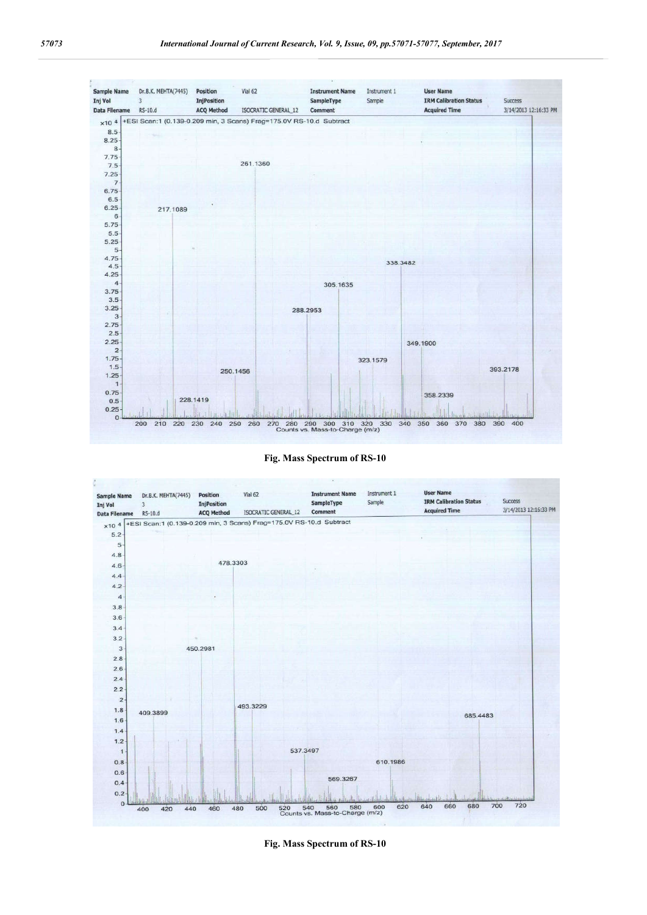Fig. Mass Spectrum of RS-10

Fig. Mass Spectrum of RS-10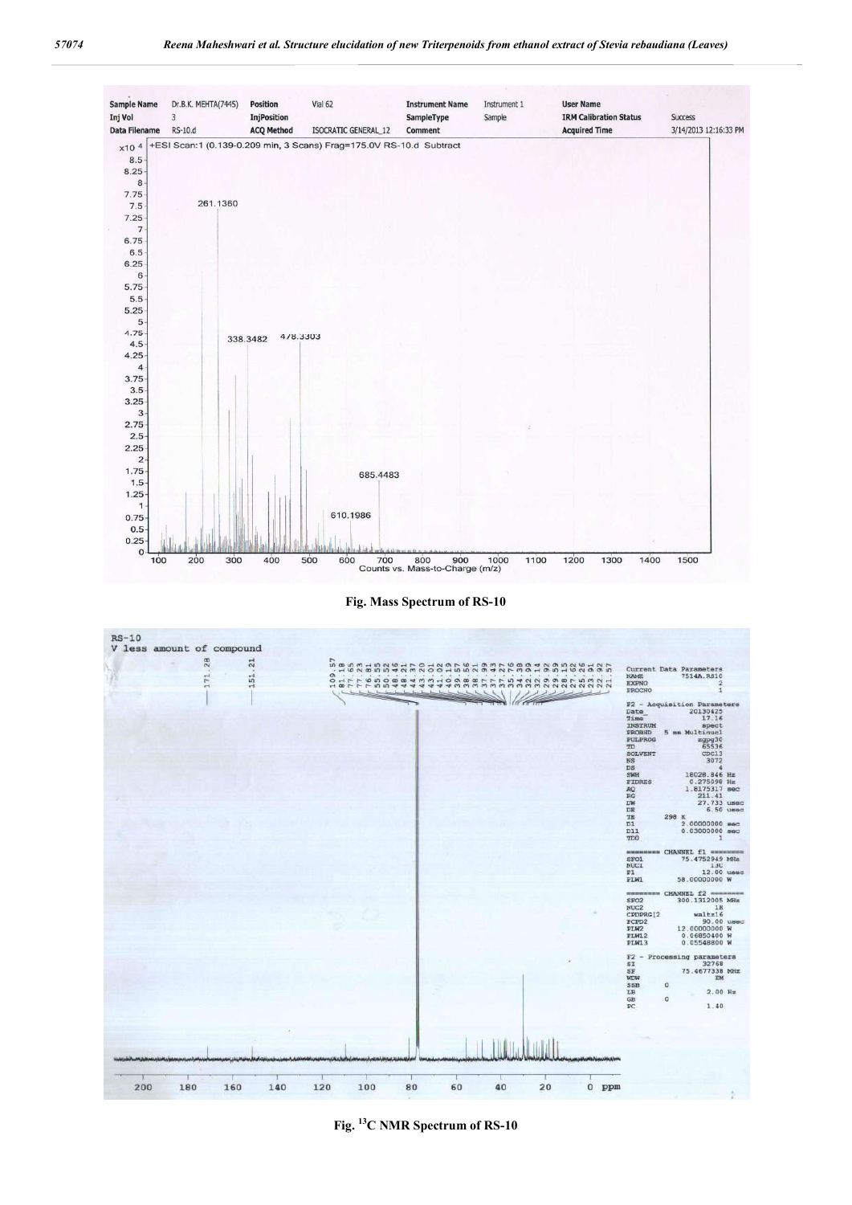Fig. Mass Spectrum of RS-10

Fig. $^{13}C$ NMR Spectrum of RS-10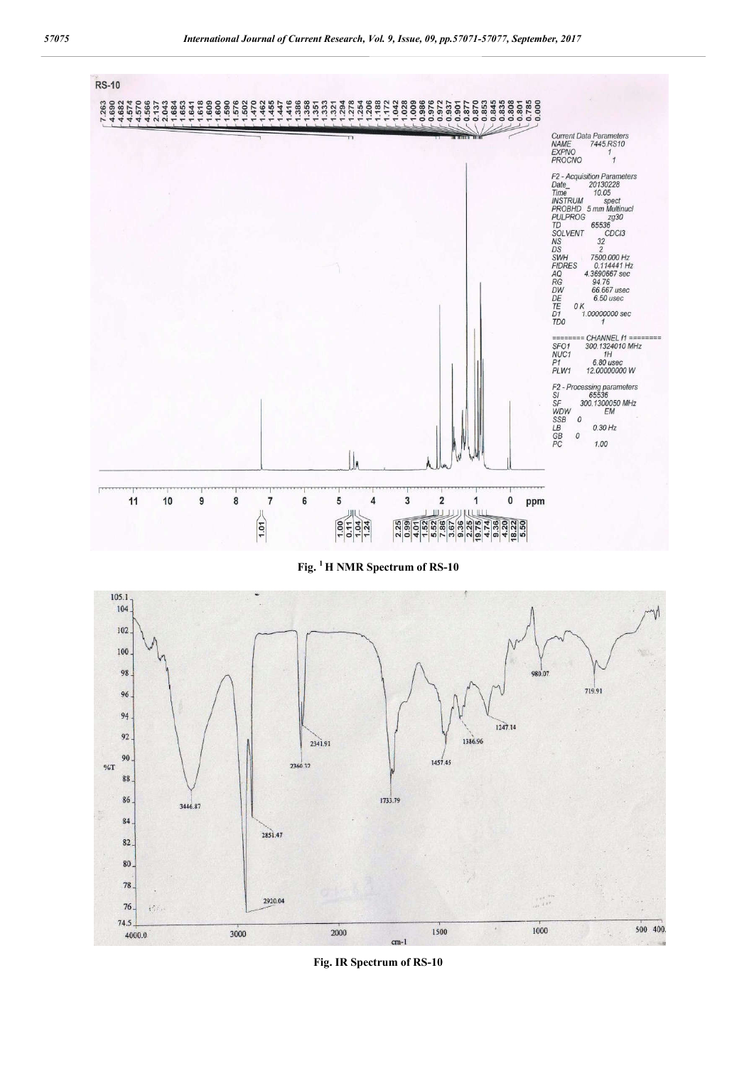Fig. [1] H NMR Spectrum of RS-10

Fig. IR Spectrum of RS-10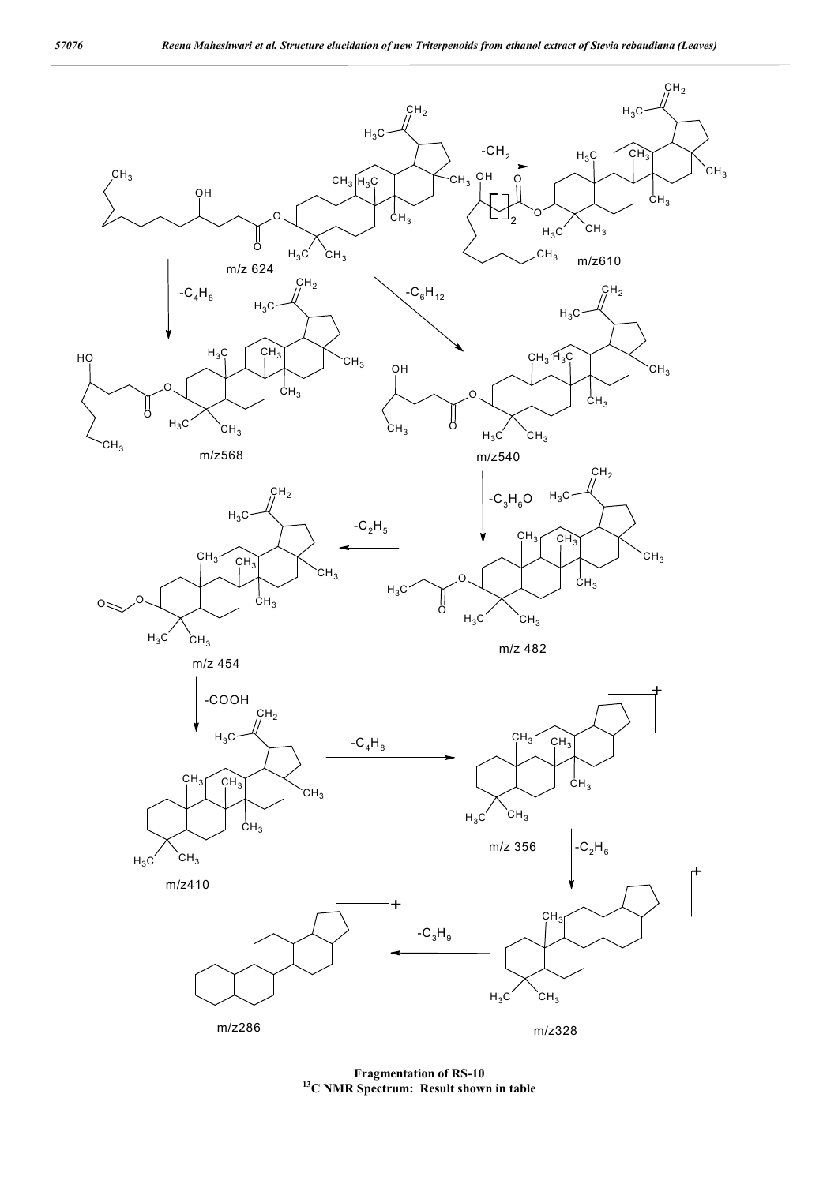**Fragmentation of RS-10**

**[13]C NMR Spectrum: Result shown in table**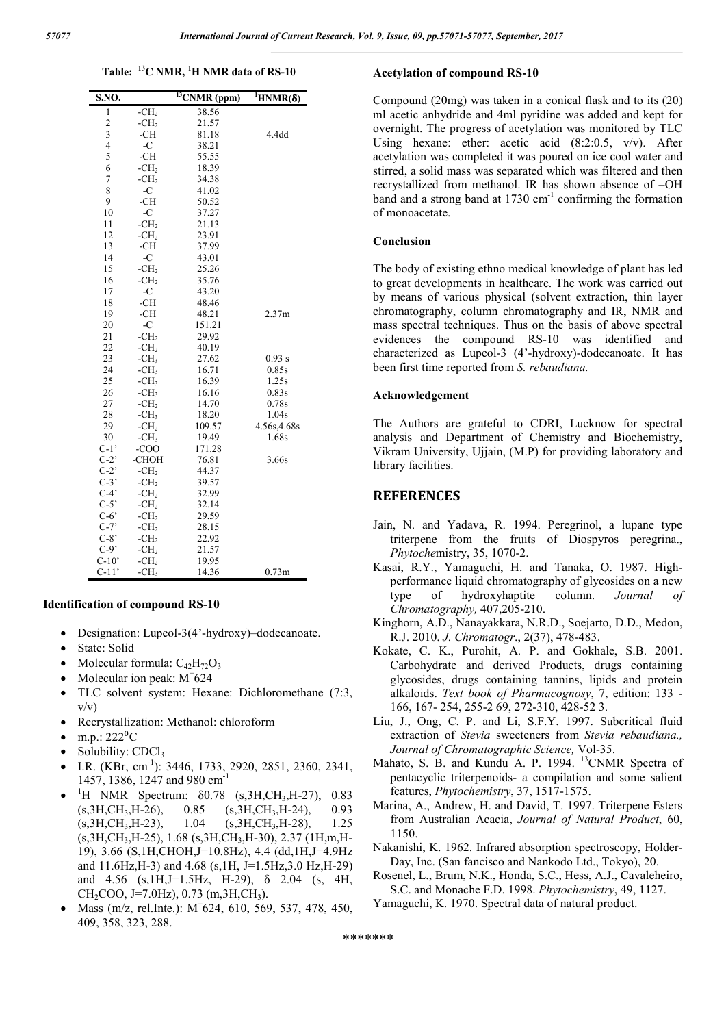**Table: $^{13}$C NMR, $^{1}$H NMR data of RS-10**

| S.NO. | | $^{13}$CNMR (ppm) | $^{1}$HNMR(δ) |
|---|---|---|---|
| 1 | $-CH_2$ | 38.56 | |
| 2 | $-CH_2$ | 21.57 | |
| 3 | -CH | 81.18 | 4.4dd |
| 4 | -C | 38.21 | |
| 5 | -CH | 55.55 | |
| 6 | $-CH_2$ | 18.39 | |
| 7 | $-CH_2$ | 34.38 | |
| 8 | -C | 41.02 | |
| 9 | -CH | 50.52 | |
| 10 | -C | 37.27 | |
| 11 | $-CH_2$ | 21.13 | |
| 12 | $-CH_2$ | 23.91 | |
| 13 | -CH | 37.99 | |
| 14 | -C | 43.01 | |
| 15 | $-CH_2$ | 25.26 | |
| 16 | $-CH_2$ | 35.76 | |
| 17 | -C | 43.20 | |
| 18 | -CH | 48.46 | |
| 19 | -CH | 48.21 | 2.37m |
| 20 | -C | 151.21 | |
| 21 | $-CH_2$ | 29.92 | |
| 22 | $-CH_2$ | 40.19 | |
| 23 | $-CH_3$ | 27.62 | 0.93 s |
| 24 | $-CH_3$ | 16.71 | 0.85s |
| 25 | $-CH_3$ | 16.39 | 1.25s |
| 26 | $-CH_3$ | 16.16 | 0.83s |
| 27 | $-CH_2$ | 14.70 | 0.78s |
| 28 | $-CH_3$ | 18.20 | 1.04s |
| 29 | $-CH_2$ | 109.57 | 4.56s,4.68s |
| 30 | $-CH_3$ | 19.49 | 1.68s |
| C-1' | -COO | 171.28 | |
| C-2' | -CHOH | 76.81 | 3.66s |
| C-2' | $-CH_2$ | 44.37 | |
| C-3' | $-CH_2$ | 39.57 | |
| C-4' | $-CH_2$ | 32.99 | |
| C-5' | $-CH_2$ | 32.14 | |
| C-6' | $-CH_2$ | 29.59 | |
| C-7' | $-CH_2$ | 28.15 | |
| C-8' | $-CH_2$ | 22.92 | |
| C-9' | $-CH_2$ | 21.57 | |
| C-10' | $-CH_2$ | 19.95 | |
| C-11' | $-CH_3$ | 14.36 | 0.73m |

### Identification of compound RS-10

- Designation: Lupeol-3(4'-hydroxy)–dodecanoate.
- State: Solid
- Molecular formula: $C_{42}H_{72}O_3$
- Molecular ion peak: $M^+$624
- TLC solvent system: Hexane: Dichloromethane (7:3, v/v)
- Recrystallization: Methanol: chloroform
- m.p.: 222$^0$C
- Solubility: $CDCl_3$
- I.R. (KBr, $cm^{-1}$): 3446, 1733, 2920, 2851, 2360, 2341, 1457, 1386, 1247 and 980 $cm^{-1}$
- $^1$H NMR Spectrum: δ0.78 (s,3H,$CH_3$,H-27), 0.83 (s,3H,$CH_3$,H-26), 0.85 (s,3H,$CH_3$,H-24), 0.93 (s,3H,$CH_3$,H-23), 1.04 (s,3H,$CH_3$,H-28), 1.25 (s,3H,$CH_3$,H-25), 1.68 (s,3H,$CH_3$,H-30), 2.37 (1H,m,H-19), 3.66 (S,1H,CHOH,J=10.8Hz), 4.4 (dd,1H,J=4.9Hz and 11.6Hz,H-3) and 4.68 (s,1H, J=1.5Hz,3.0 Hz,H-29) and 4.56 (s,1H,J=1.5Hz, H-29), δ 2.04 (s, 4H, $CH_2COO$, J=7.0Hz), 0.73 (m,3H,$CH_3$).
- Mass (m/z, rel.Inte.): $M^+$624, 610, 569, 537, 478, 450, 409, 358, 323, 288.

### Acetylation of compound RS-10

Compound (20mg) was taken in a conical flask and to its (20) ml acetic anhydride and 4ml pyridine was added and kept for overnight. The progress of acetylation was monitored by TLC Using hexane: ether: acetic acid (8:2:0.5, v/v). After acetylation was completed it was poured on ice cool water and stirred, a solid mass was separated which was filtered and then recrystallized from methanol. IR has shown absence of –OH band and a strong band at 1730 $cm^{-1}$ confirming the formation of monoacetate.

### Conclusion

The body of existing ethno medical knowledge of plant has led to great developments in healthcare. The work was carried out by means of various physical (solvent extraction, thin layer chromatography, column chromatography and IR, NMR and mass spectral techniques. Thus on the basis of above spectral evidences the compound RS-10 was identified and characterized as Lupeol-3 (4'-hydroxy)-dodecanoate. It has been first time reported from *S. rebaudiana.*

### Acknowledgement

The Authors are grateful to CDRI, Lucknow for spectral analysis and Department of Chemistry and Biochemistry, Vikram University, Ujjain, (M.P) for providing laboratory and library facilities.

## REFERENCES

Jain, N. and Yadava, R. 1994. Peregrinol, a lupane type triterpene from the fruits of Diospyros peregrina., *Phytoche*mistry, 35, 1070-2.

Kasai, R.Y., Yamaguchi, H. and Tanaka, O. 1987. High-performance liquid chromatography of glycosides on a new type of hydroxyhaptite column. *Journal of Chromatography,* 407,205-210.

Kinghorn, A.D., Nanayakkara, N.R.D., Soejarto, D.D., Medon, R.J. 2010. *J. Chromatogr*., 2(37), 478-483.

Kokate, C. K., Purohit, A. P. and Gokhale, S.B. 2001. Carbohydrate and derived Products, drugs containing glycosides, drugs containing tannins, lipids and protein alkaloids. *Text book of Pharmacognosy*, 7, edition: 133 - 166, 167- 254, 255-2 69, 272-310, 428-52 3.

Liu, J., Ong, C. P. and Li, S.F.Y. 1997. Subcritical fluid extraction of *Stevia* sweeteners from *Stevia rebaudiana., Journal of Chromatographic Science,* Vol-35.

Mahato, S. B. and Kundu A. P. 1994. $^{13}$CNMR Spectra of pentacyclic triterpenoids- a compilation and some salient features, *Phytochemistry*, 37, 1517-1575.

Marina, A., Andrew, H. and David, T. 1997. Triterpene Esters from Australian Acacia, *Journal of Natural Product*, 60, 1150.

Nakanishi, K. 1962. Infrared absorption spectroscopy, Holder-Day, Inc. (San fancisco and Nankodo Ltd., Tokyo), 20.

Rosenel, L., Brum, N.K., Honda, S.C., Hess, A.J., Cavaleheiro, S.C. and Monache F.D. 1998. *Phytochemistry*, 49, 1127.

Yamaguchi, K. 1970. Spectral data of natural product.

*******